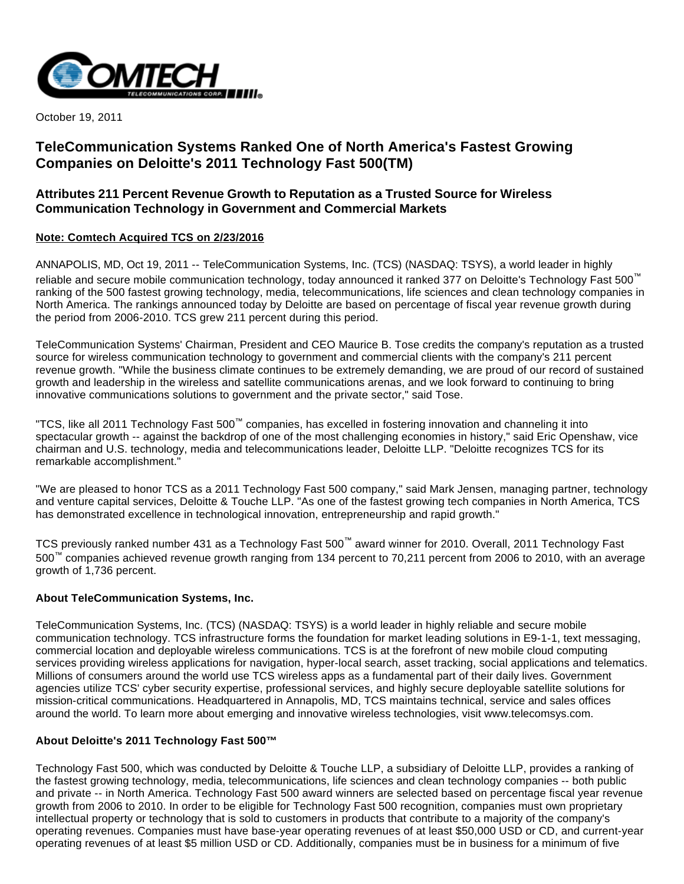October 19, 2011

# TeleCommunication Systems Ranked One of North America's Fastest Growing Companies on Deloitte's 2011 Technology Fast 500(TM)

## Attributes 211 Percent Revenue Growth to Reputation as a Trusted Source for Wireless Communication Technology in Government and Commercial Markets

**Note: Comtech Acquired TCS on 2/23/2016**

ANNAPOLIS, MD, Oct 19, 2011 -- TeleCommunication Systems, Inc. (TCS) (NASDAQ: TSYS), a world leader in highly reliable and secure mobile communication technology, today announced it ranked 377 on Deloitte's Technology Fast 500™ ranking of the 500 fastest growing technology, media, telecommunications, life sciences and clean technology companies in North America. The rankings announced today by Deloitte are based on percentage of fiscal year revenue growth during the period from 2006-2010. TCS grew 211 percent during this period.

TeleCommunication Systems' Chairman, President and CEO Maurice B. Tose credits the company's reputation as a trusted source for wireless communication technology to government and commercial clients with the company's 211 percent revenue growth. "While the business climate continues to be extremely demanding, we are proud of our record of sustained growth and leadership in the wireless and satellite communications arenas, and we look forward to continuing to bring innovative communications solutions to government and the private sector," said Tose.

"TCS, like all 2011 Technology Fast 500™ companies, has excelled in fostering innovation and channeling it into spectacular growth -- against the backdrop of one of the most challenging economies in history," said Eric Openshaw, vice chairman and U.S. technology, media and telecommunications leader, Deloitte LLP. "Deloitte recognizes TCS for its remarkable accomplishment."

"We are pleased to honor TCS as a 2011 Technology Fast 500 company," said Mark Jensen, managing partner, technology and venture capital services, Deloitte & Touche LLP. "As one of the fastest growing tech companies in North America, TCS has demonstrated excellence in technological innovation, entrepreneurship and rapid growth."

TCS previously ranked number 431 as a Technology Fast 500™ award winner for 2010. Overall, 2011 Technology Fast 500™ companies achieved revenue growth ranging from 134 percent to 70,211 percent from 2006 to 2010, with an average growth of 1,736 percent.

**About TeleCommunication Systems, Inc.**

TeleCommunication Systems, Inc. (TCS) (NASDAQ: TSYS) is a world leader in highly reliable and secure mobile communication technology. TCS infrastructure forms the foundation for market leading solutions in E9-1-1, text messaging, commercial location and deployable wireless communications. TCS is at the forefront of new mobile cloud computing services providing wireless applications for navigation, hyper-local search, asset tracking, social applications and telematics. Millions of consumers around the world use TCS wireless apps as a fundamental part of their daily lives. Government agencies utilize TCS' cyber security expertise, professional services, and highly secure deployable satellite solutions for mission-critical communications. Headquartered in Annapolis, MD, TCS maintains technical, service and sales offices around the world. To learn more about emerging and innovative wireless technologies, visit www.telecomsys.com.

**About Deloitte's 2011 Technology Fast 500™**

Technology Fast 500, which was conducted by Deloitte & Touche LLP, a subsidiary of Deloitte LLP, provides a ranking of the fastest growing technology, media, telecommunications, life sciences and clean technology companies -- both public and private -- in North America. Technology Fast 500 award winners are selected based on percentage fiscal year revenue growth from 2006 to 2010. In order to be eligible for Technology Fast 500 recognition, companies must own proprietary intellectual property or technology that is sold to customers in products that contribute to a majority of the company's operating revenues. Companies must have base-year operating revenues of at least $50,000 USD or CD, and current-year operating revenues of at least $5 million USD or CD. Additionally, companies must be in business for a minimum of five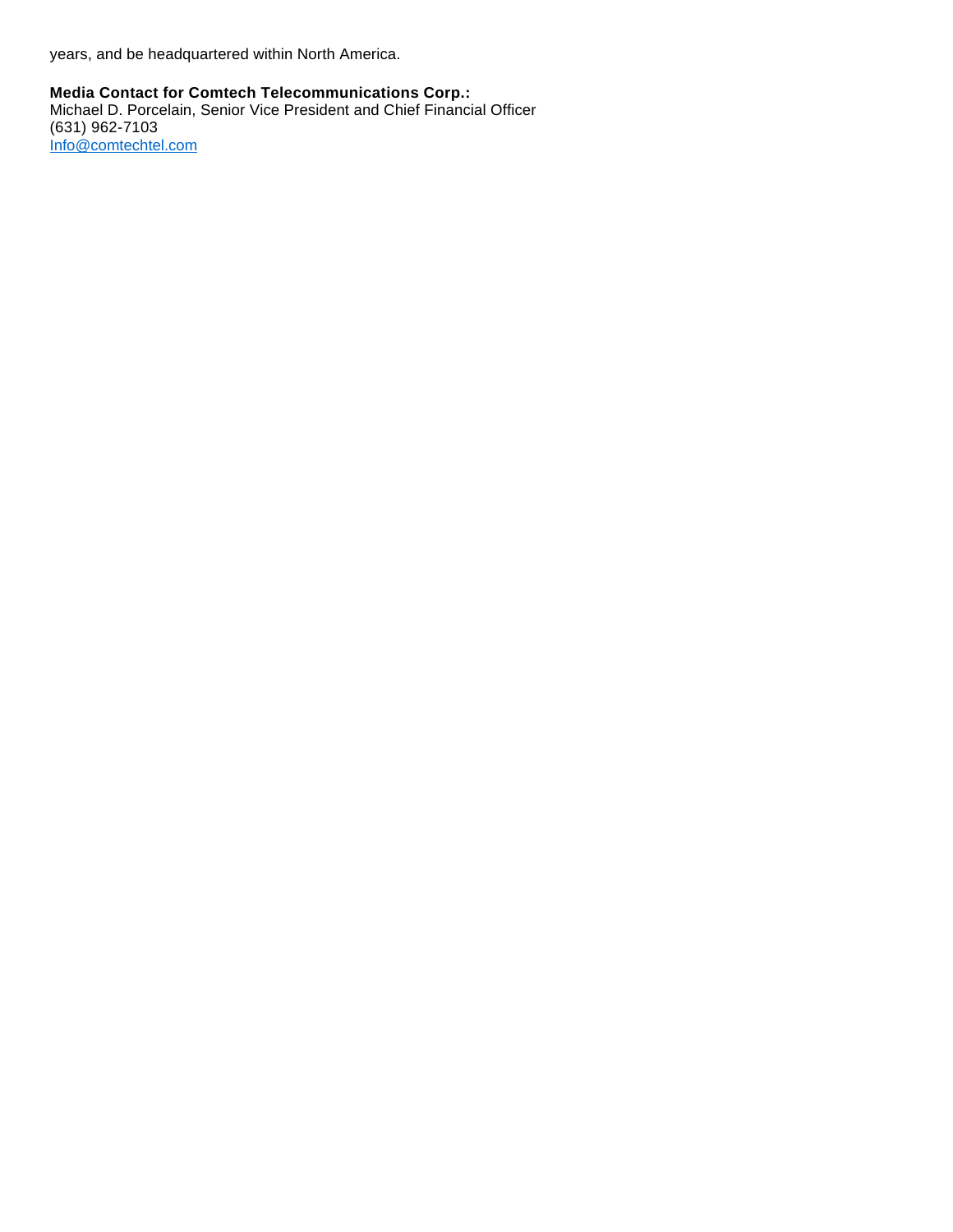years, and be headquartered within North America.

**Media Contact for Comtech Telecommunications Corp.:**
Michael D. Porcelain, Senior Vice President and Chief Financial Officer
(631) 962-7103
Info@comtechtel.com